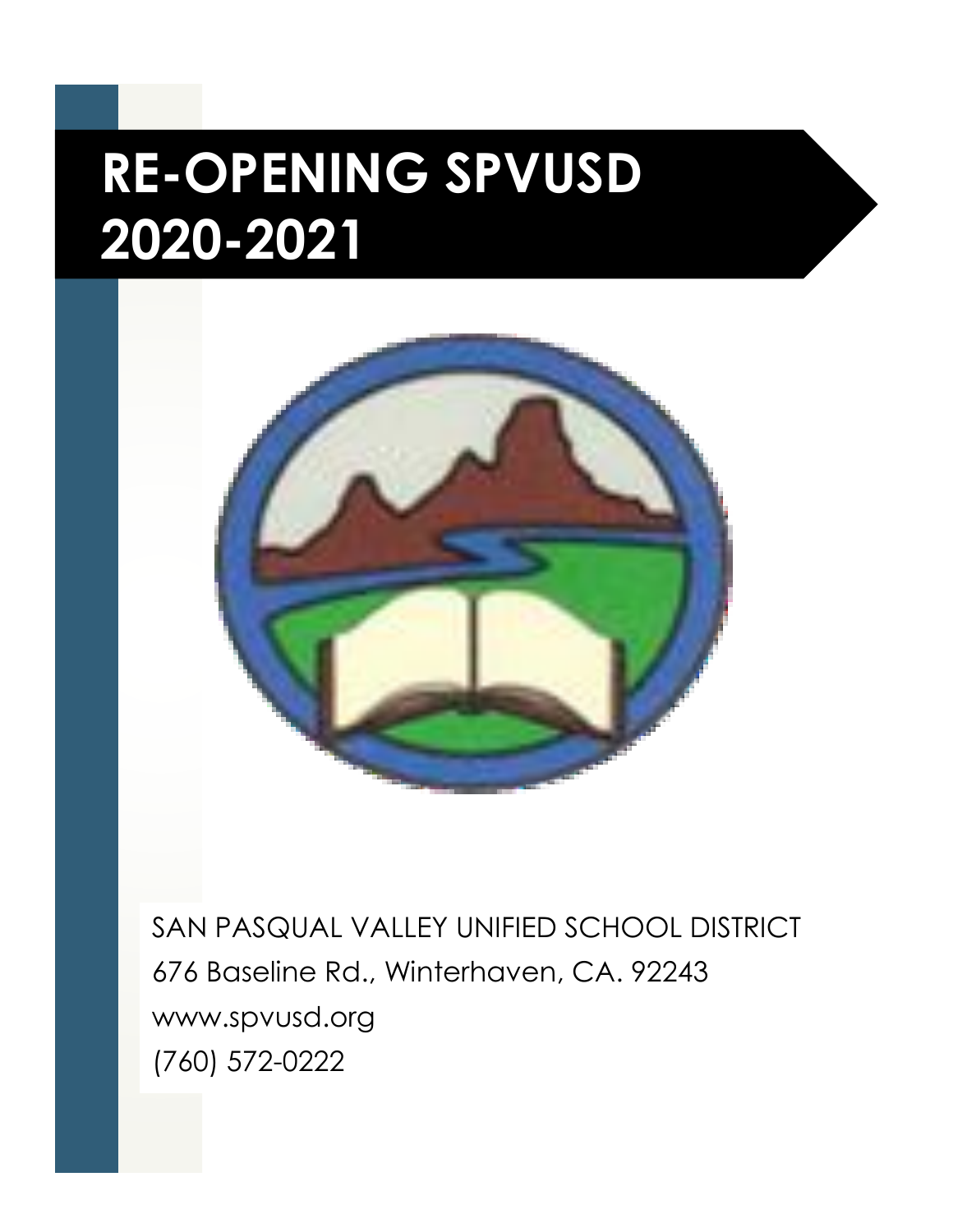# RE-OPENING SPVUSD 2020-2021

SAN PASQUAL VALLEY UNIFIED SCHOOL DISTRICT
676 Baseline Rd., Winterhaven, CA. 92243
www.spvusd.org
(760) 572-0222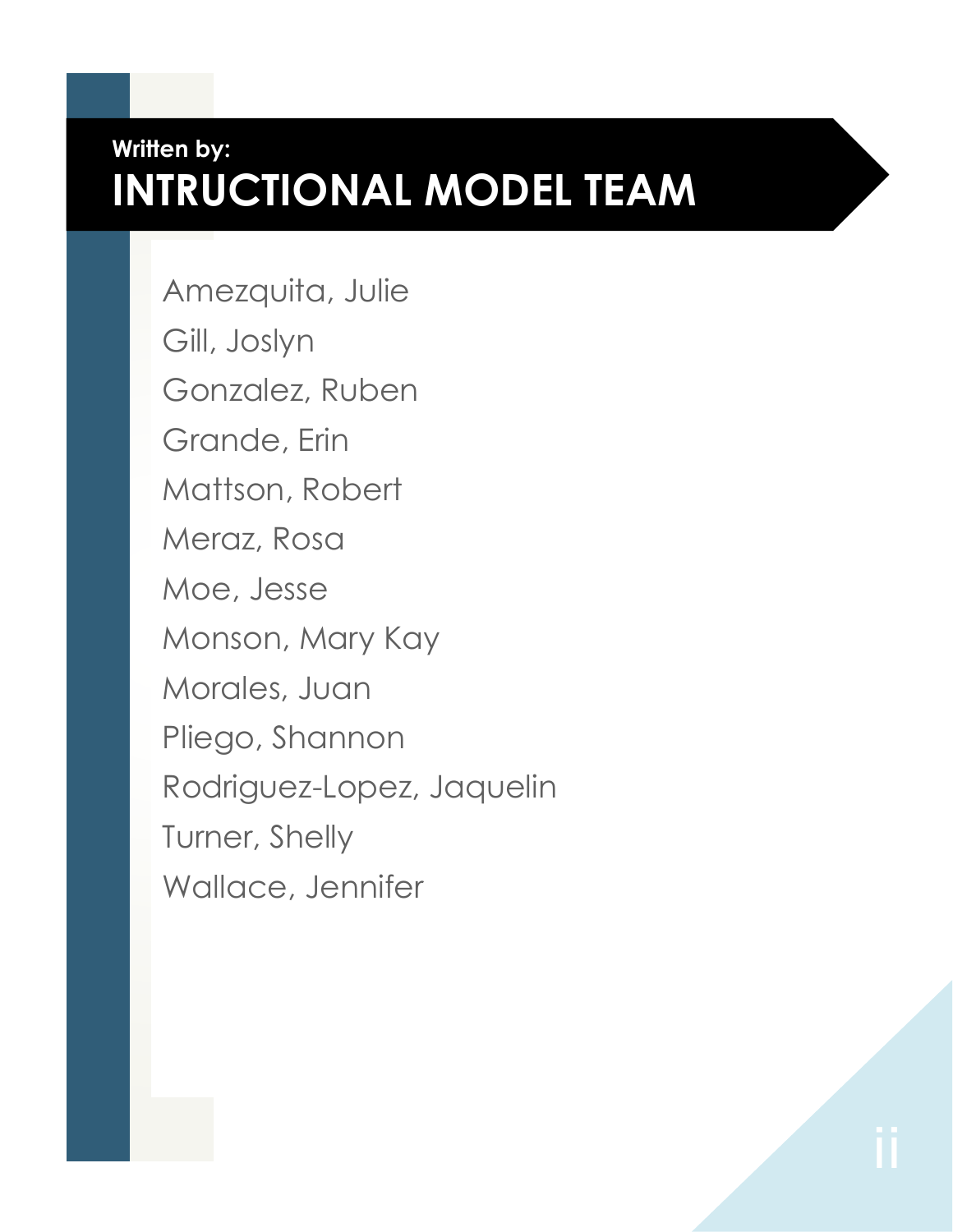**Written by:**

# INTRUCTIONAL MODEL TEAM

Amezquita, Julie

Gill, Joslyn

Gonzalez, Ruben

Grande, Erin

Mattson, Robert

Meraz, Rosa

Moe, Jesse

Monson, Mary Kay

Morales, Juan

Pliego, Shannon

Rodriguez-Lopez, Jaquelin

Turner, Shelly

Wallace, Jennifer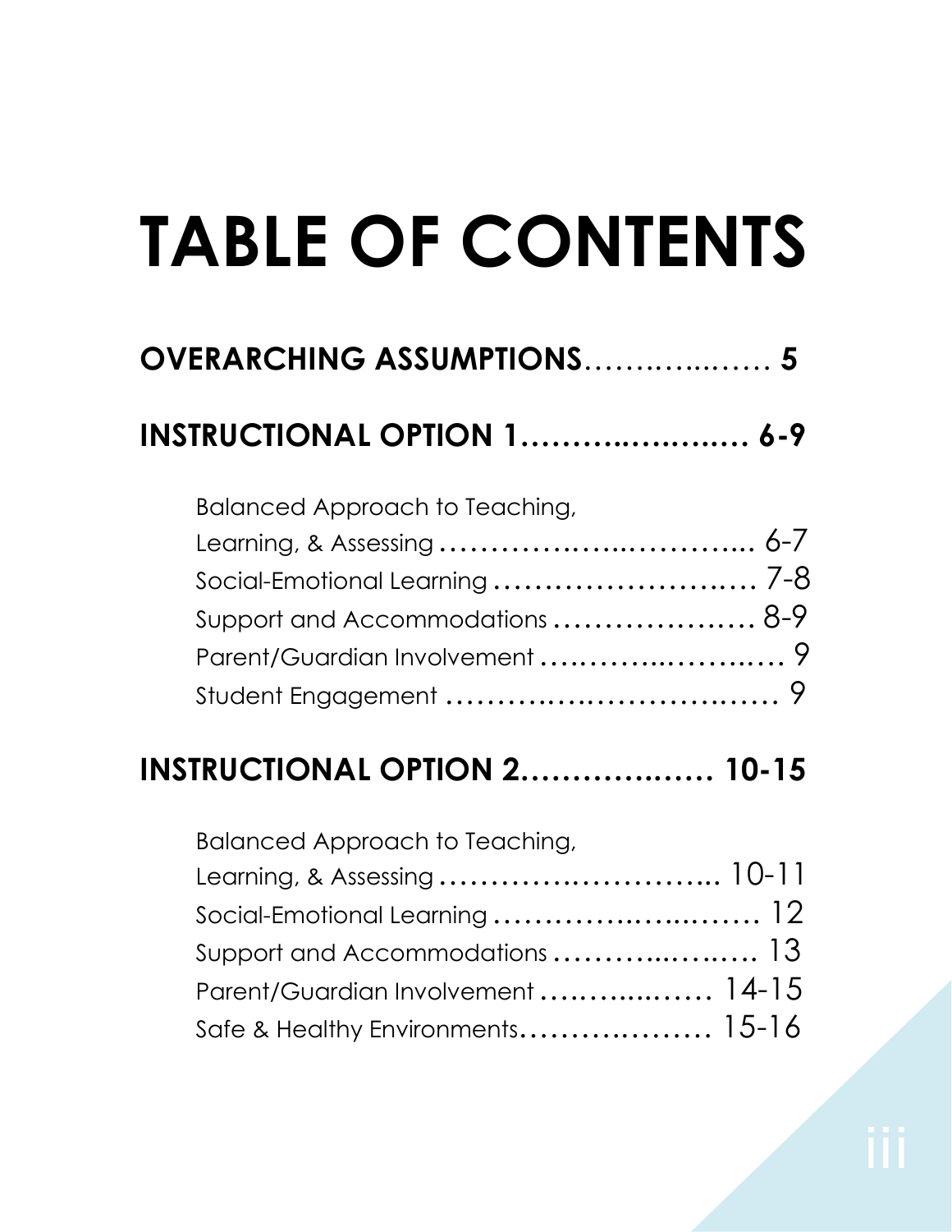# TABLE OF CONTENTS

## OVERARCHING ASSUMPTIONS……………..…… 5

## INSTRUCTIONAL OPTION 1……….….….…… 6-9

- Balanced Approach to Teaching, Learning, & Assessing …………….…..…………... 6-7
- Social-Emotional Learning ……………………..…. 7-8
- Support and Accommodations ………………… 8-9
- Parent/Guardian Involvement ….……...……….… 9
- Student Engagement ……………….………….…… 9

## INSTRUCTIONAL OPTION 2……………..…… 10-15

- Balanced Approach to Teaching, Learning, & Assessing ……………………….... 10-11
- Social-Emotional Learning …………….…...……. 12
- Support and Accommodations ……….…...….…. 13
- Parent/Guardian Involvement ….……..…… 14-15
- Safe & Healthy Environments……………..…… 15-16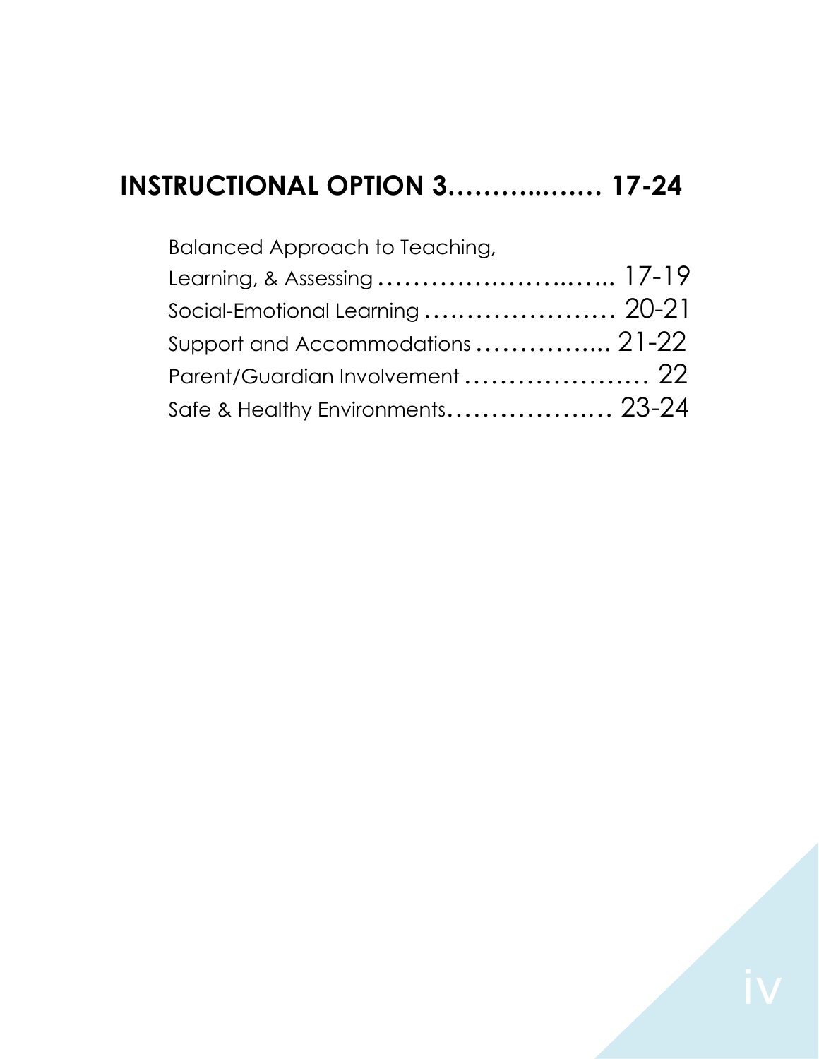**INSTRUCTIONAL OPTION 3……….……. 17-24**

Balanced Approach to Teaching,
Learning, & Assessing ……………………..….. 17-19
Social-Emotional Learning ….……………….. 20-21
Support and Accommodations …………….... 21-22
Parent/Guardian Involvement ………………… 22
Safe & Healthy Environments………………..… 23-24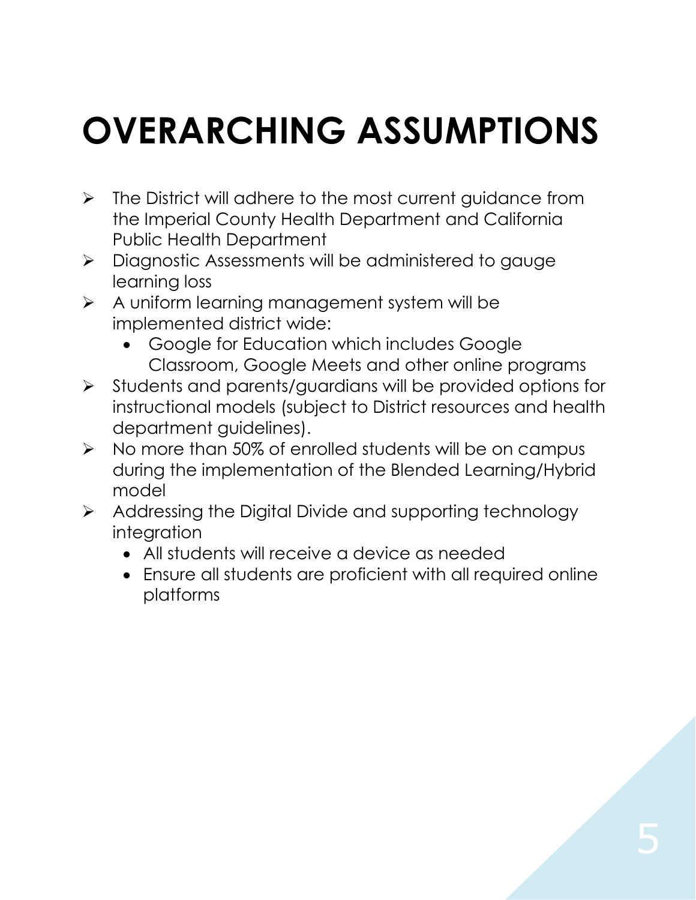# OVERARCHING ASSUMPTIONS

- The District will adhere to the most current guidance from the Imperial County Health Department and California Public Health Department
- Diagnostic Assessments will be administered to gauge learning loss
- A uniform learning management system will be implemented district wide:
  - Google for Education which includes Google Classroom, Google Meets and other online programs
- Students and parents/guardians will be provided options for instructional models (subject to District resources and health department guidelines).
- No more than 50% of enrolled students will be on campus during the implementation of the Blended Learning/Hybrid model
- Addressing the Digital Divide and supporting technology integration
  - All students will receive a device as needed
  - Ensure all students are proficient with all required online platforms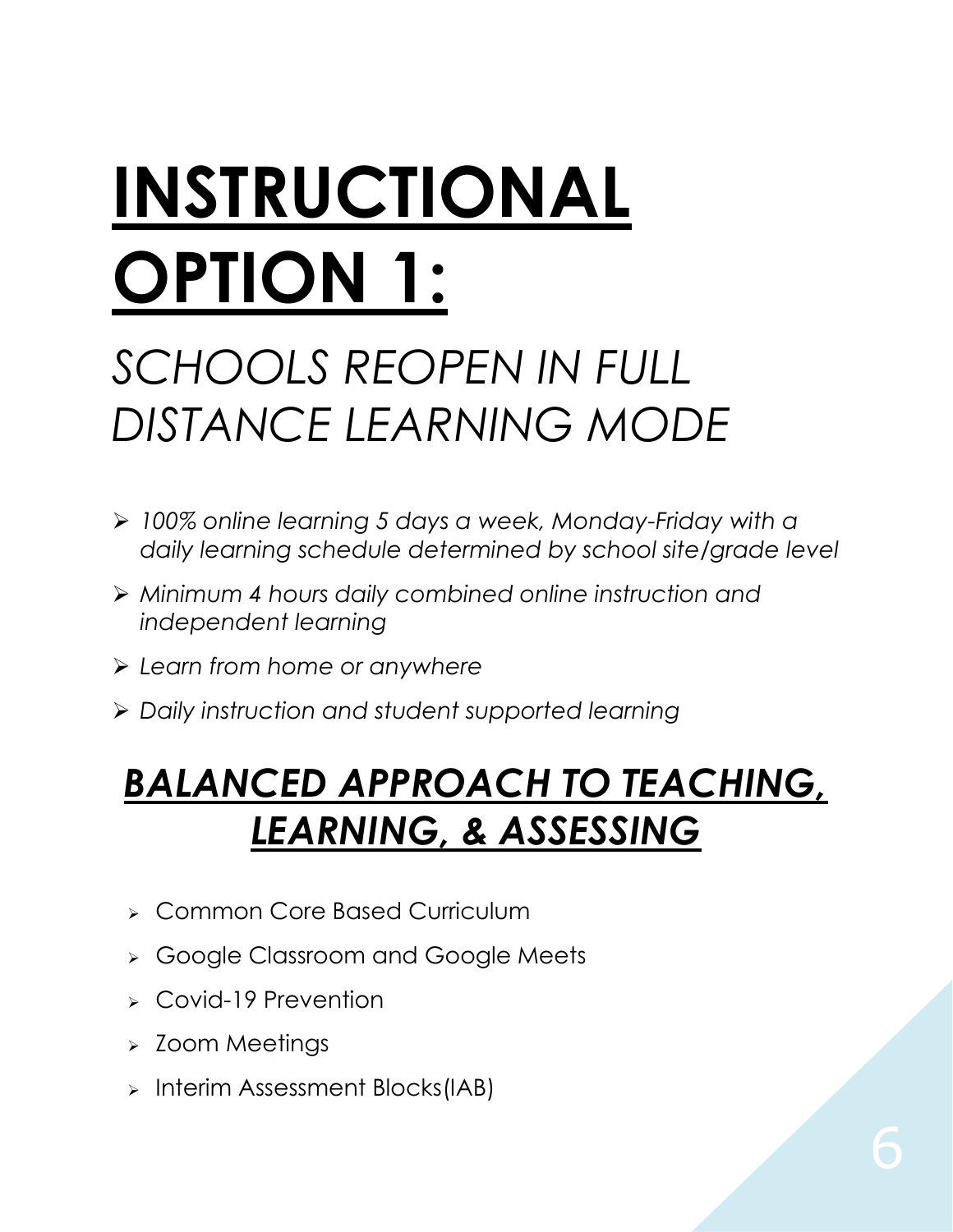# INSTRUCTIONAL OPTION 1:

## *SCHOOLS REOPEN IN FULL DISTANCE LEARNING MODE*

- *100% online learning 5 days a week, Monday-Friday with a daily learning schedule determined by school site/grade level*
- *Minimum 4 hours daily combined online instruction and independent learning*
- *Learn from home or anywhere*
- *Daily instruction and student supported learning*

## ***BALANCED APPROACH TO TEACHING, LEARNING, & ASSESSING***

- Common Core Based Curriculum
- Google Classroom and Google Meets
- Covid-19 Prevention
- Zoom Meetings
- Interim Assessment Blocks(IAB)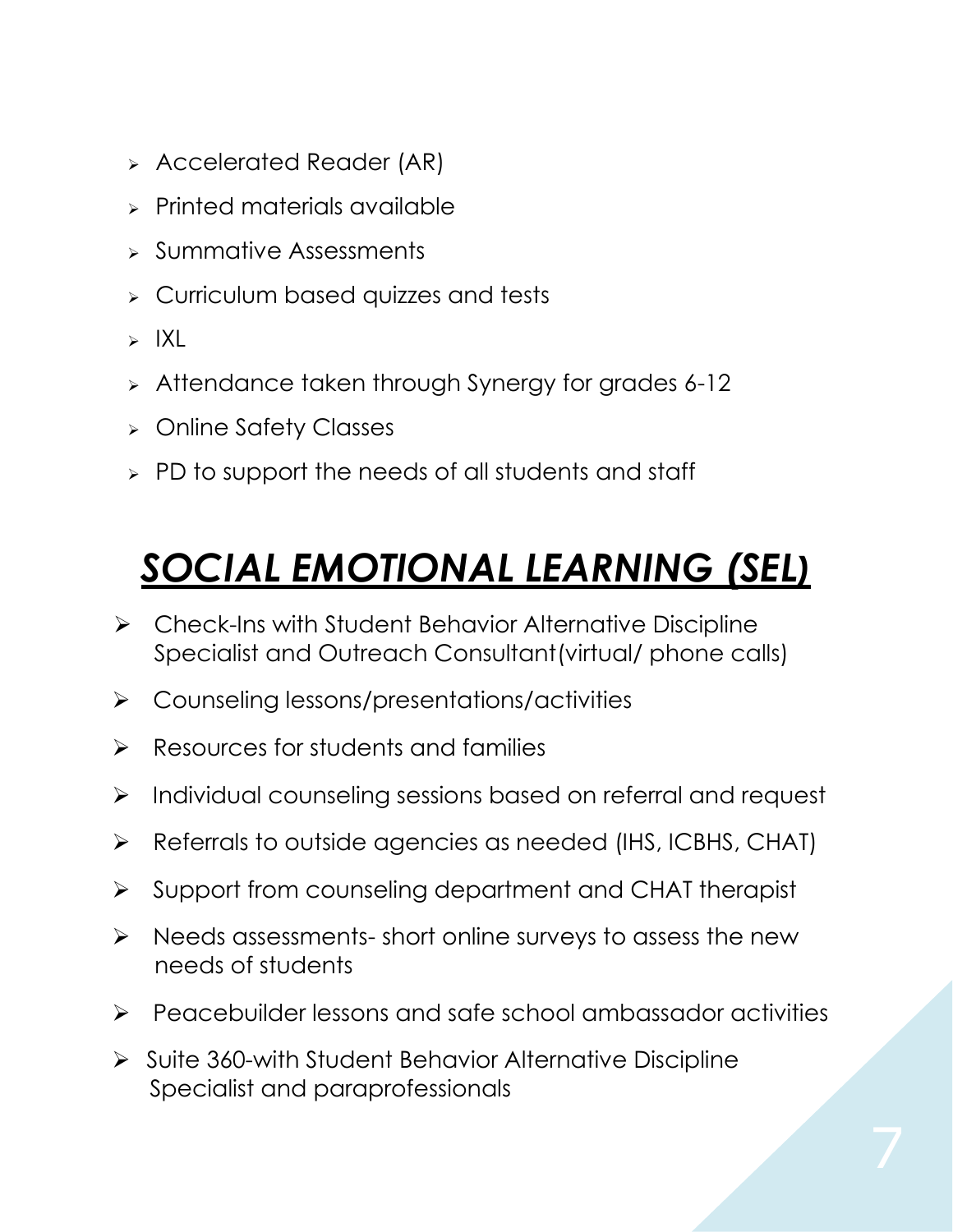- Accelerated Reader (AR)
- Printed materials available
- Summative Assessments
- Curriculum based quizzes and tests
- IXL
- Attendance taken through Synergy for grades 6-12
- Online Safety Classes
- PD to support the needs of all students and staff

# ***SOCIAL EMOTIONAL LEARNING (SEL)***

- Check-Ins with Student Behavior Alternative Discipline Specialist and Outreach Consultant(virtual/ phone calls)
- Counseling lessons/presentations/activities
- Resources for students and families
- Individual counseling sessions based on referral and request
- Referrals to outside agencies as needed (IHS, ICBHS, CHAT)
- Support from counseling department and CHAT therapist
- Needs assessments- short online surveys to assess the new needs of students
- Peacebuilder lessons and safe school ambassador activities
- Suite 360-with Student Behavior Alternative Discipline Specialist and paraprofessionals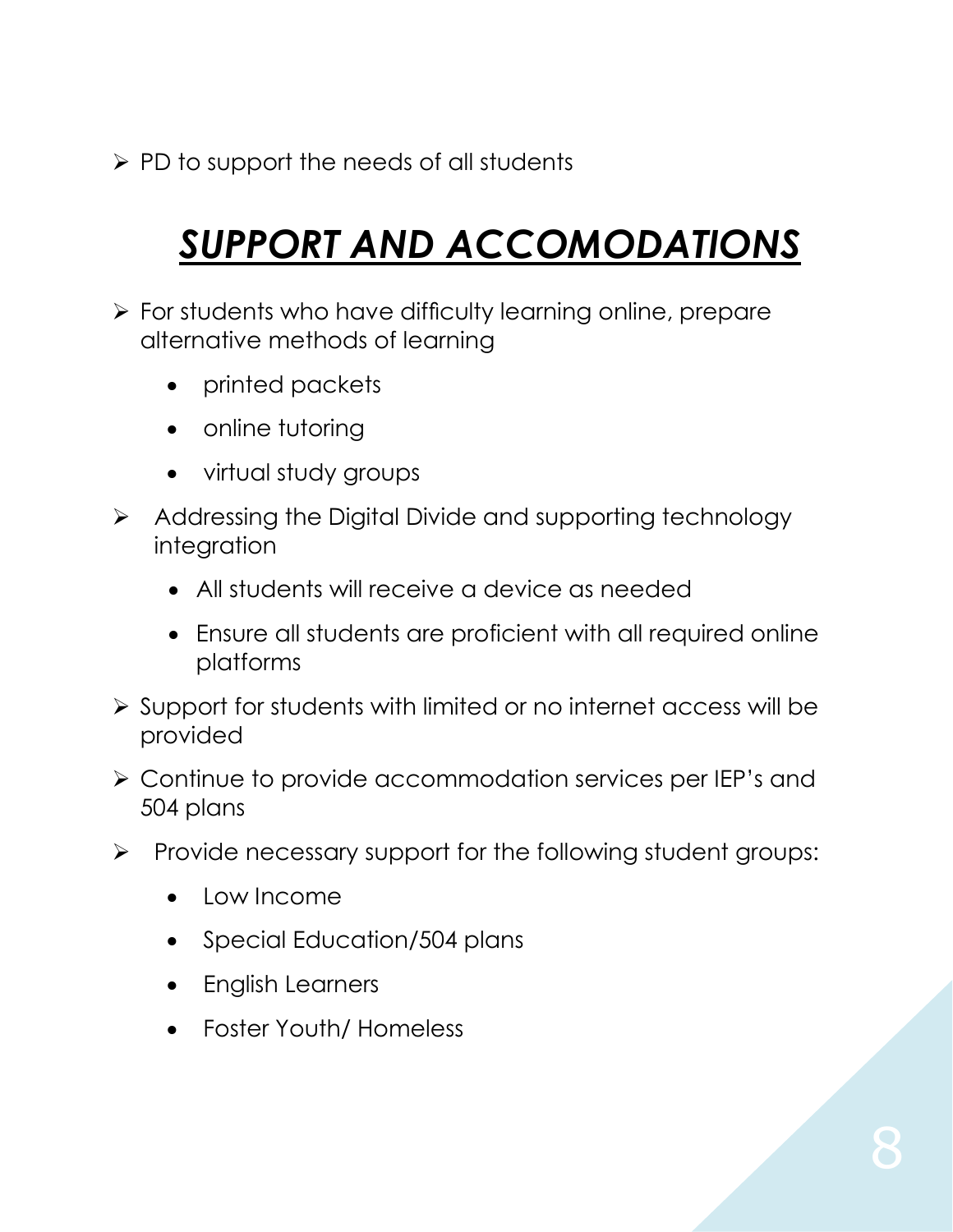- PD to support the needs of all students

# ***SUPPORT AND ACCOMODATIONS***

- For students who have difficulty learning online, prepare alternative methods of learning
  - printed packets
  - online tutoring
  - virtual study groups
- Addressing the Digital Divide and supporting technology integration
  - All students will receive a device as needed
  - Ensure all students are proficient with all required online platforms
- Support for students with limited or no internet access will be provided
- Continue to provide accommodation services per IEP's and 504 plans
- Provide necessary support for the following student groups:
  - Low Income
  - Special Education/504 plans
  - English Learners
  - Foster Youth/ Homeless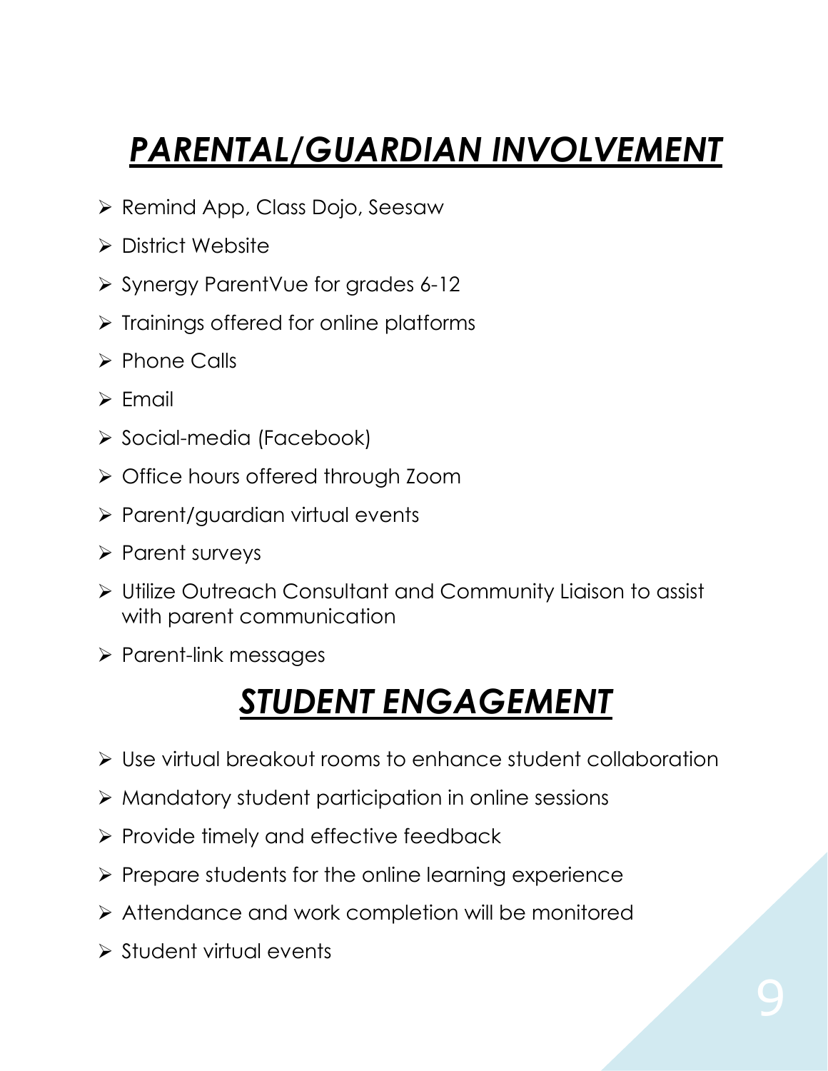# ***PARENTAL/GUARDIAN INVOLVEMENT***

- Remind App, Class Dojo, Seesaw
- District Website
- Synergy ParentVue for grades 6-12
- Trainings offered for online platforms
- Phone Calls
- Email
- Social-media (Facebook)
- Office hours offered through Zoom
- Parent/guardian virtual events
- Parent surveys
- Utilize Outreach Consultant and Community Liaison to assist with parent communication
- Parent-link messages

# ***STUDENT ENGAGEMENT***

- Use virtual breakout rooms to enhance student collaboration
- Mandatory student participation in online sessions
- Provide timely and effective feedback
- Prepare students for the online learning experience
- Attendance and work completion will be monitored
- Student virtual events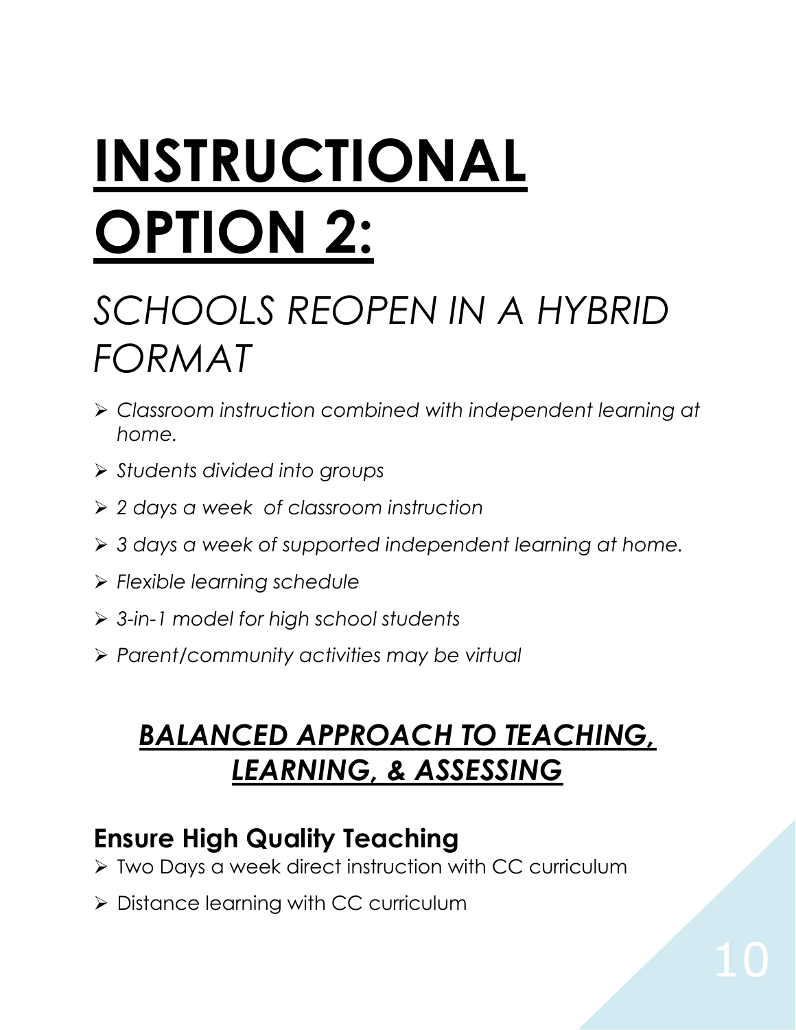# INSTRUCTIONAL OPTION 2:

## *SCHOOLS REOPEN IN A HYBRID FORMAT*

- *Classroom instruction combined with independent learning at home.*
- *Students divided into groups*
- *2 days a week of classroom instruction*
- *3 days a week of supported independent learning at home.*
- *Flexible learning schedule*
- *3-in-1 model for high school students*
- *Parent/community activities may be virtual*

## ***BALANCED APPROACH TO TEACHING, LEARNING, & ASSESSING***

### Ensure High Quality Teaching

- Two Days a week direct instruction with CC curriculum
- Distance learning with CC curriculum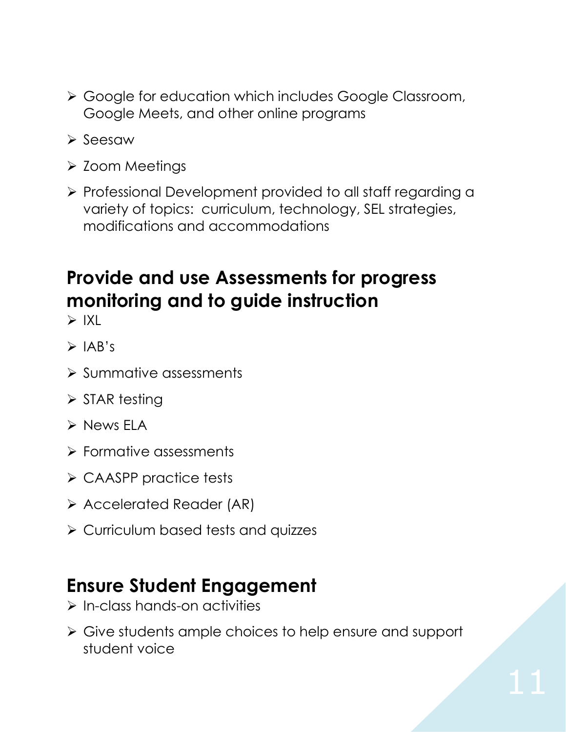- Google for education which includes Google Classroom, Google Meets, and other online programs
- Seesaw
- Zoom Meetings
- Professional Development provided to all staff regarding a variety of topics: curriculum, technology, SEL strategies, modifications and accommodations

## Provide and use Assessments for progress monitoring and to guide instruction

- IXL
- IAB's
- Summative assessments
- STAR testing
- News ELA
- Formative assessments
- CAASPP practice tests
- Accelerated Reader (AR)
- Curriculum based tests and quizzes

## Ensure Student Engagement

- In-class hands-on activities
- Give students ample choices to help ensure and support student voice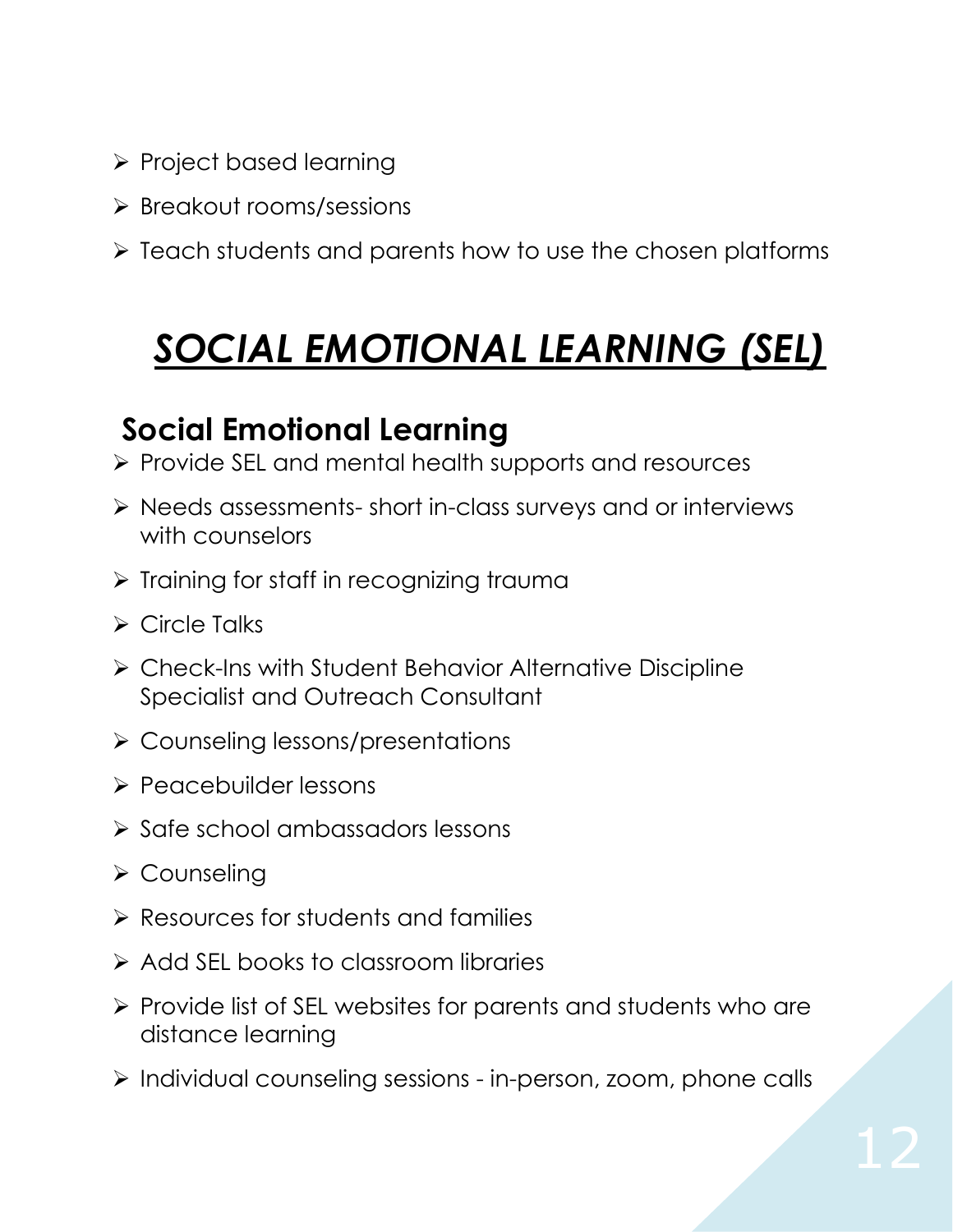- Project based learning
- Breakout rooms/sessions
- Teach students and parents how to use the chosen platforms

# ***SOCIAL EMOTIONAL LEARNING (SEL)***

## Social Emotional Learning

- Provide SEL and mental health supports and resources
- Needs assessments- short in-class surveys and or interviews with counselors
- Training for staff in recognizing trauma
- Circle Talks
- Check-Ins with Student Behavior Alternative Discipline Specialist and Outreach Consultant
- Counseling lessons/presentations
- Peacebuilder lessons
- Safe school ambassadors lessons
- Counseling
- Resources for students and families
- Add SEL books to classroom libraries
- Provide list of SEL websites for parents and students who are distance learning
- Individual counseling sessions - in-person, zoom, phone calls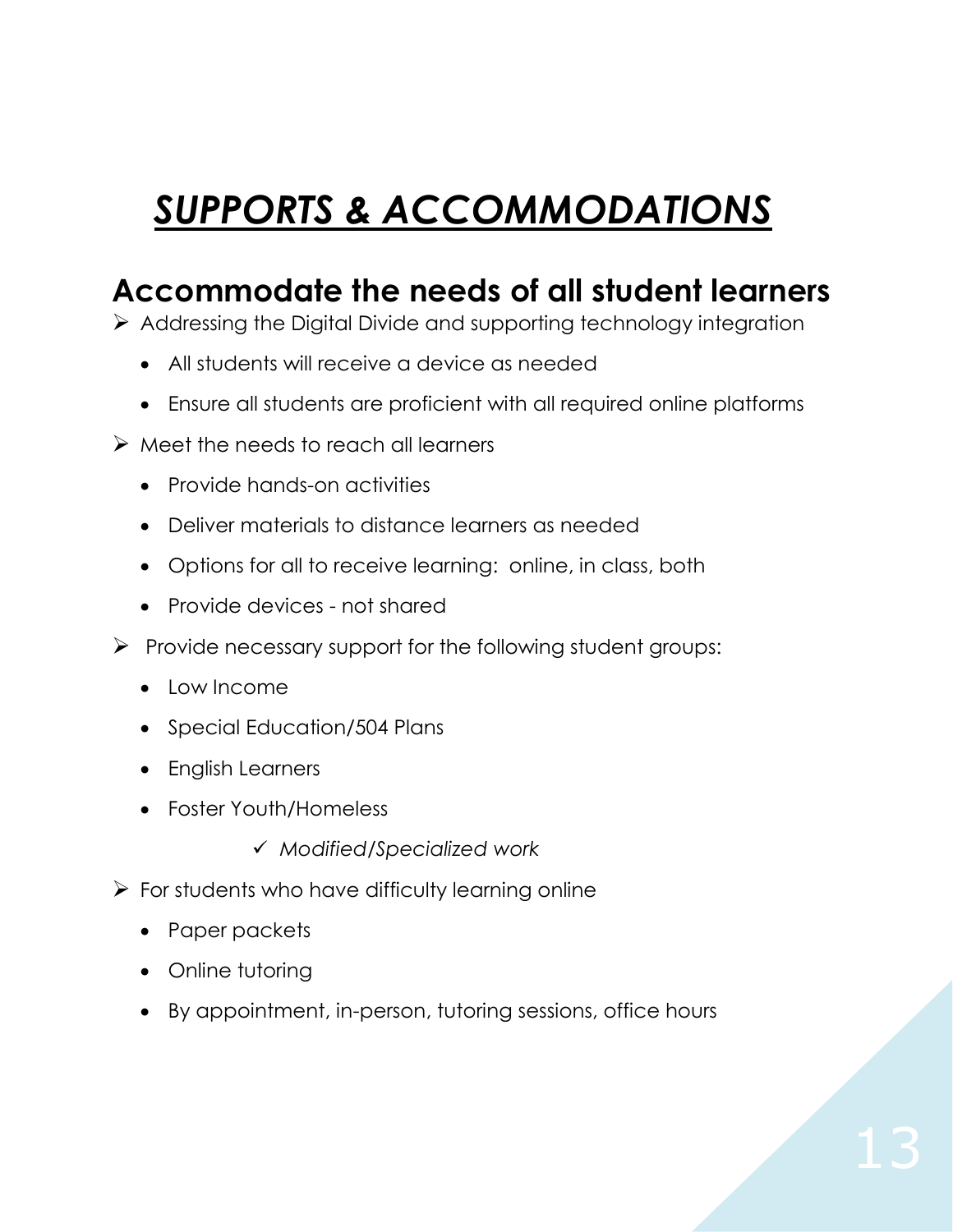# *SUPPORTS & ACCOMMODATIONS*

## Accommodate the needs of all student learners

- Addressing the Digital Divide and supporting technology integration
  - All students will receive a device as needed
  - Ensure all students are proficient with all required online platforms
- Meet the needs to reach all learners
  - Provide hands-on activities
  - Deliver materials to distance learners as needed
  - Options for all to receive learning: online, in class, both
  - Provide devices - not shared
- Provide necessary support for the following student groups:
  - Low Income
  - Special Education/504 Plans
  - English Learners
  - Foster Youth/Homeless
    - ✓ *Modified/Specialized work*
- For students who have difficulty learning online
  - Paper packets
  - Online tutoring
  - By appointment, in-person, tutoring sessions, office hours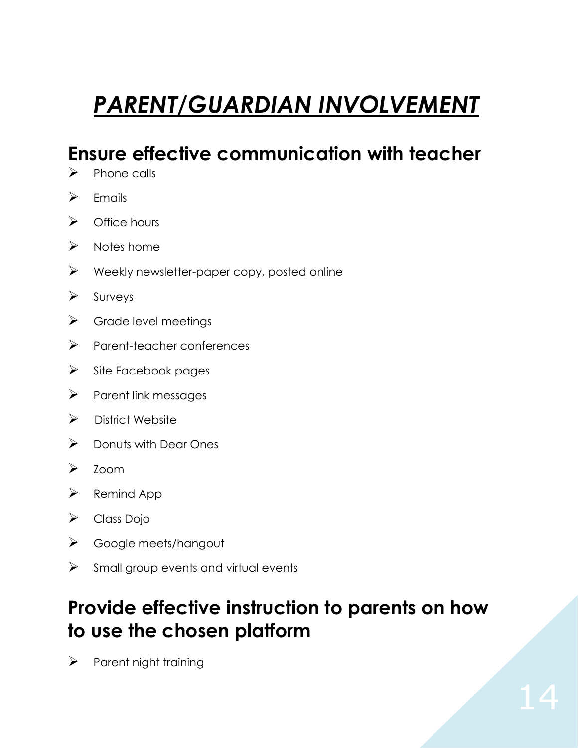# ***PARENT/GUARDIAN INVOLVEMENT***

## Ensure effective communication with teacher

- Phone calls
- Emails
- Office hours
- Notes home
- Weekly newsletter-paper copy, posted online
- Surveys
- Grade level meetings
- Parent-teacher conferences
- Site Facebook pages
- Parent link messages
- District Website
- Donuts with Dear Ones
- Zoom
- Remind App
- Class Dojo
- Google meets/hangout
- Small group events and virtual events

## Provide effective instruction to parents on how to use the chosen platform

- Parent night training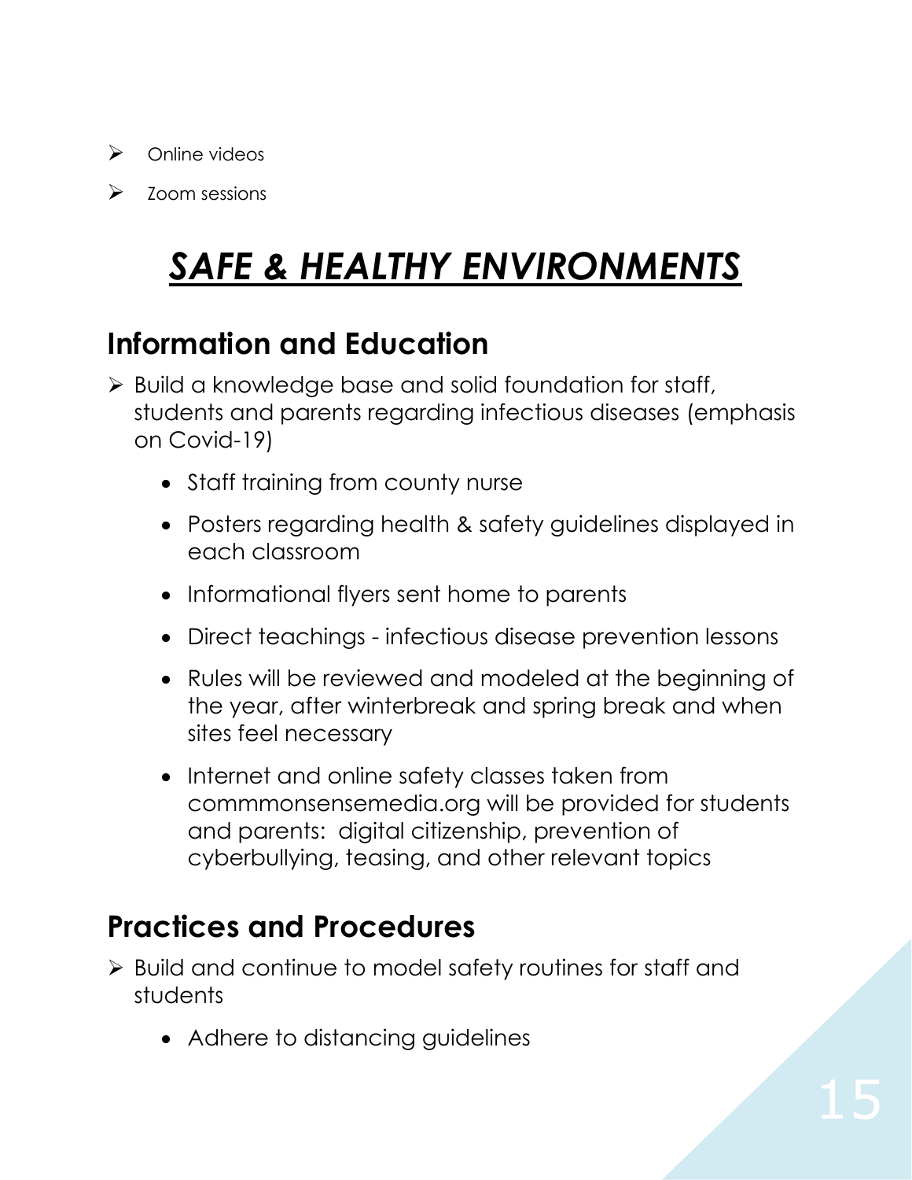- Online videos
- Zoom sessions

# *SAFE & HEALTHY ENVIRONMENTS*

## Information and Education

- Build a knowledge base and solid foundation for staff, students and parents regarding infectious diseases (emphasis on Covid-19)
  - Staff training from county nurse
  - Posters regarding health & safety guidelines displayed in each classroom
  - Informational flyers sent home to parents
  - Direct teachings - infectious disease prevention lessons
  - Rules will be reviewed and modeled at the beginning of the year, after winterbreak and spring break and when sites feel necessary
  - Internet and online safety classes taken from commmonsensemedia.org will be provided for students and parents: digital citizenship, prevention of cyberbullying, teasing, and other relevant topics

## Practices and Procedures

- Build and continue to model safety routines for staff and students
  - Adhere to distancing guidelines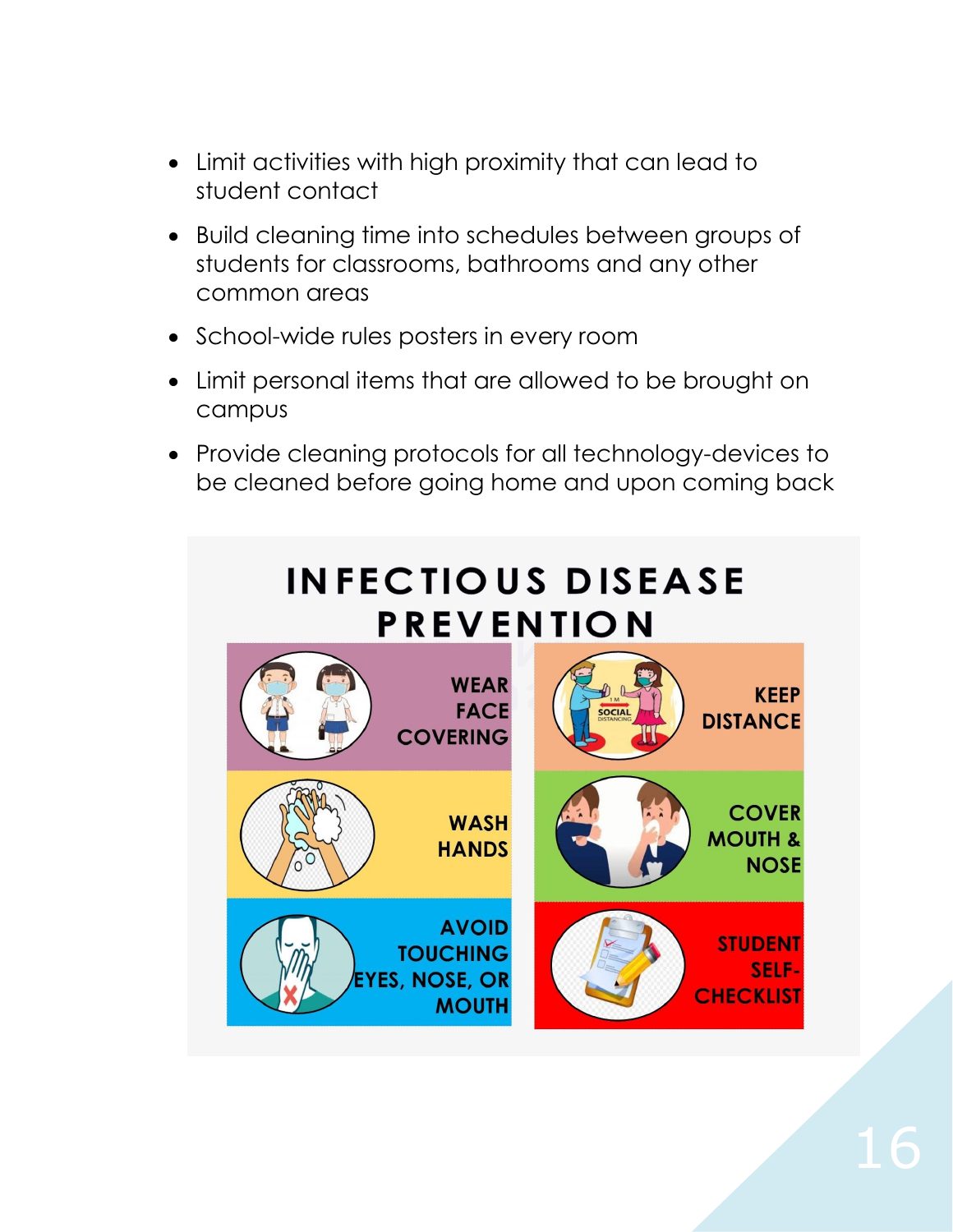- Limit activities with high proximity that can lead to student contact
- Build cleaning time into schedules between groups of students for classrooms, bathrooms and any other common areas
- School-wide rules posters in every room
- Limit personal items that are allowed to be brought on campus
- Provide cleaning protocols for all technology-devices to be cleaned before going home and upon coming back

## INFECTIOUS DISEASE PREVENTION

- WEAR FACE COVERING
- KEEP DISTANCE
- WASH HANDS
- COVER MOUTH & NOSE
- AVOID TOUCHING EYES, NOSE, OR MOUTH
- STUDENT SELF-CHECKLIST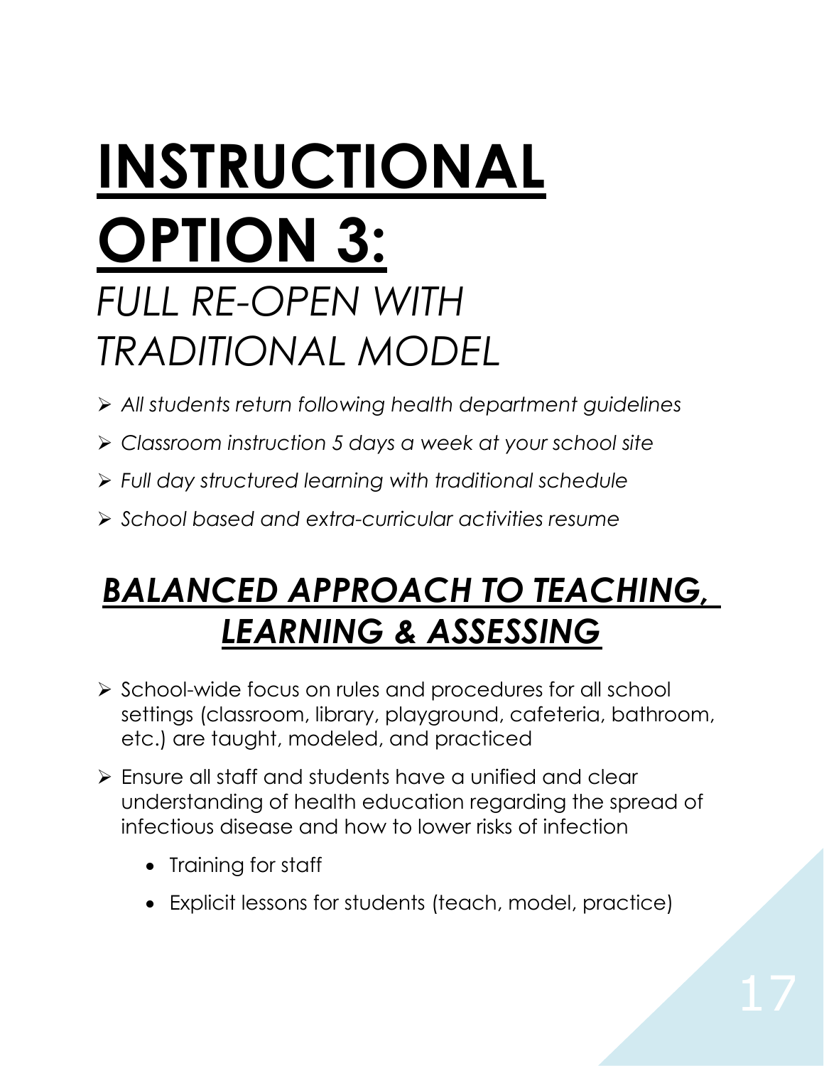# INSTRUCTIONAL OPTION 3:

## *FULL RE-OPEN WITH TRADITIONAL MODEL*

- *All students return following health department guidelines*
- *Classroom instruction 5 days a week at your school site*
- *Full day structured learning with traditional schedule*
- *School based and extra-curricular activities resume*

## ***BALANCED APPROACH TO TEACHING, LEARNING & ASSESSING***

- School-wide focus on rules and procedures for all school settings (classroom, library, playground, cafeteria, bathroom, etc.) are taught, modeled, and practiced
- Ensure all staff and students have a unified and clear understanding of health education regarding the spread of infectious disease and how to lower risks of infection
  - Training for staff
  - Explicit lessons for students (teach, model, practice)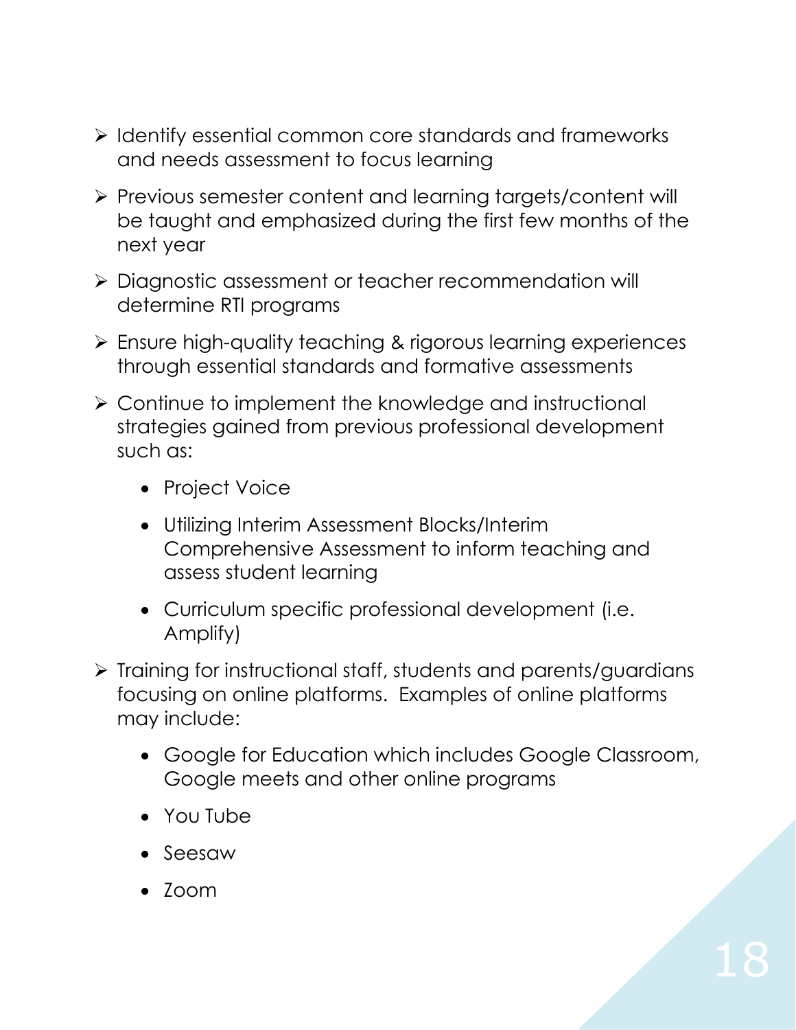- Identify essential common core standards and frameworks and needs assessment to focus learning
- Previous semester content and learning targets/content will be taught and emphasized during the first few months of the next year
- Diagnostic assessment or teacher recommendation will determine RTI programs
- Ensure high-quality teaching & rigorous learning experiences through essential standards and formative assessments
- Continue to implement the knowledge and instructional strategies gained from previous professional development such as:
  - Project Voice
  - Utilizing Interim Assessment Blocks/Interim Comprehensive Assessment to inform teaching and assess student learning
  - Curriculum specific professional development (i.e. Amplify)
- Training for instructional staff, students and parents/guardians focusing on online platforms. Examples of online platforms may include:
  - Google for Education which includes Google Classroom, Google meets and other online programs
  - You Tube
  - Seesaw
  - Zoom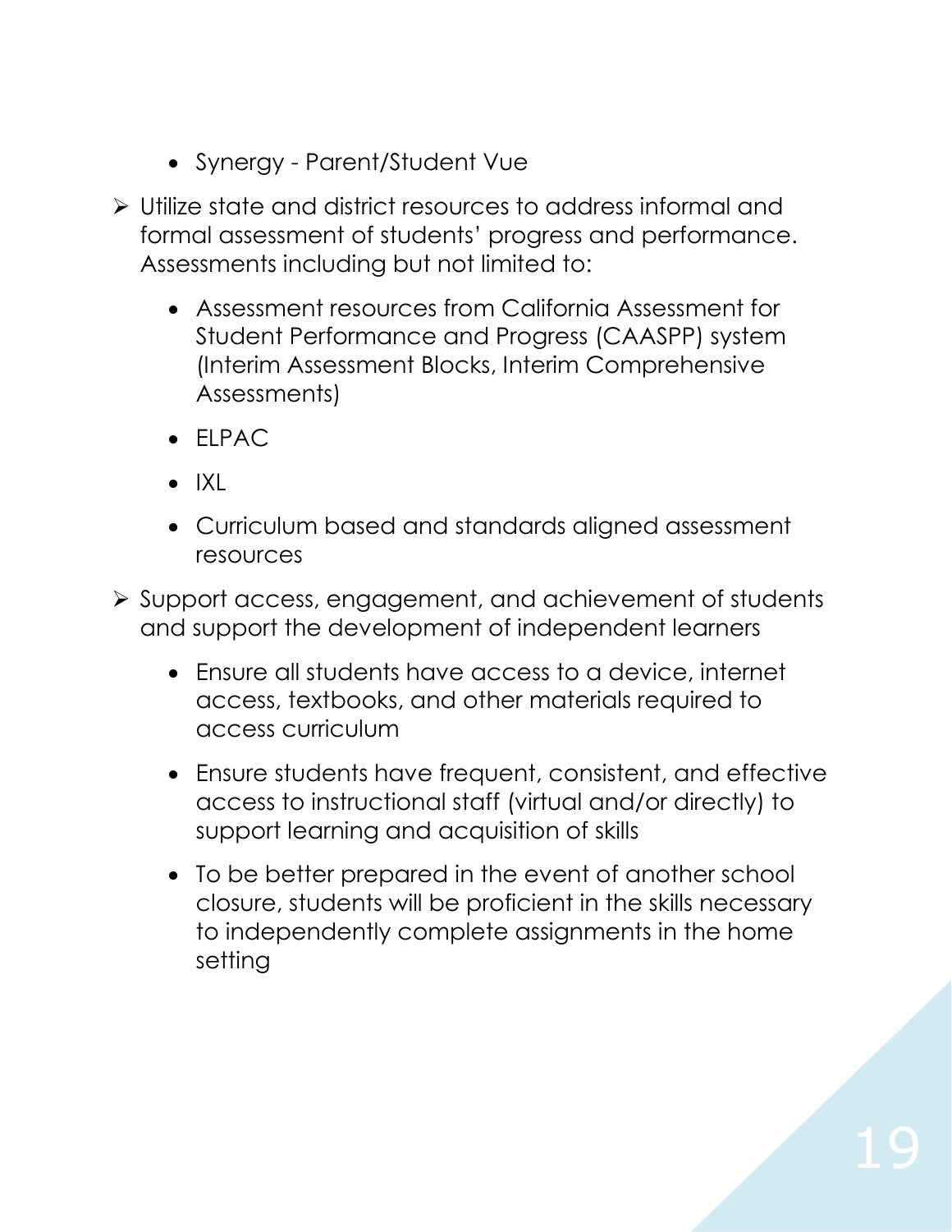- Synergy - Parent/Student Vue

- Utilize state and district resources to address informal and formal assessment of students' progress and performance. Assessments including but not limited to:
  - Assessment resources from California Assessment for Student Performance and Progress (CAASPP) system (Interim Assessment Blocks, Interim Comprehensive Assessments)
  - ELPAC
  - IXL
  - Curriculum based and standards aligned assessment resources

- Support access, engagement, and achievement of students and support the development of independent learners
  - Ensure all students have access to a device, internet access, textbooks, and other materials required to access curriculum
  - Ensure students have frequent, consistent, and effective access to instructional staff (virtual and/or directly) to support learning and acquisition of skills
  - To be better prepared in the event of another school closure, students will be proficient in the skills necessary to independently complete assignments in the home setting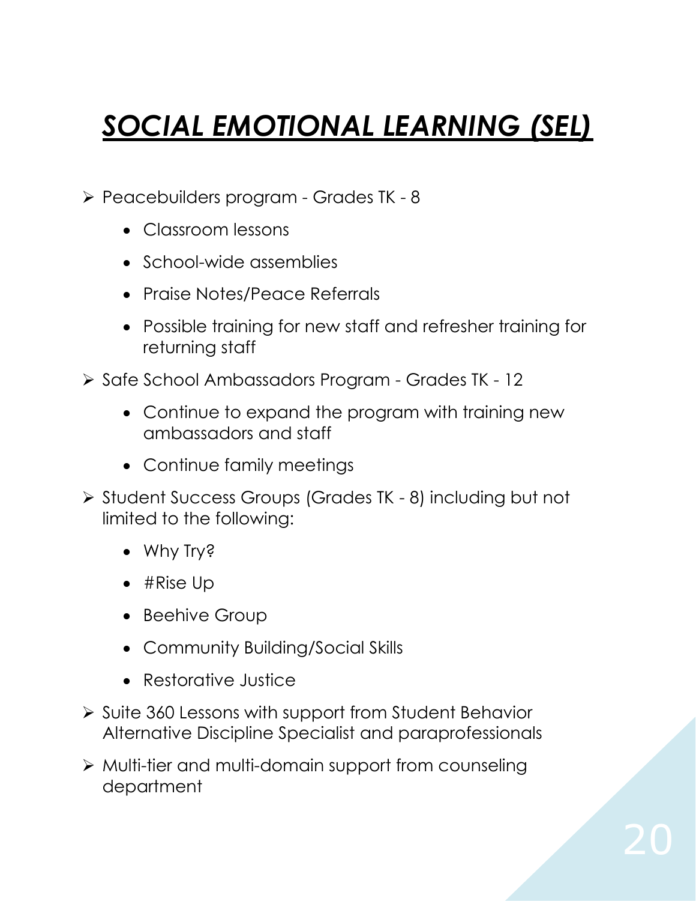# ***SOCIAL EMOTIONAL LEARNING (SEL)***

- Peacebuilders program - Grades TK - 8
  - Classroom lessons
  - School-wide assemblies
  - Praise Notes/Peace Referrals
  - Possible training for new staff and refresher training for returning staff
- Safe School Ambassadors Program - Grades TK - 12
  - Continue to expand the program with training new ambassadors and staff
  - Continue family meetings
- Student Success Groups (Grades TK - 8) including but not limited to the following:
  - Why Try?
  - #Rise Up
  - Beehive Group
  - Community Building/Social Skills
  - Restorative Justice
- Suite 360 Lessons with support from Student Behavior Alternative Discipline Specialist and paraprofessionals
- Multi-tier and multi-domain support from counseling department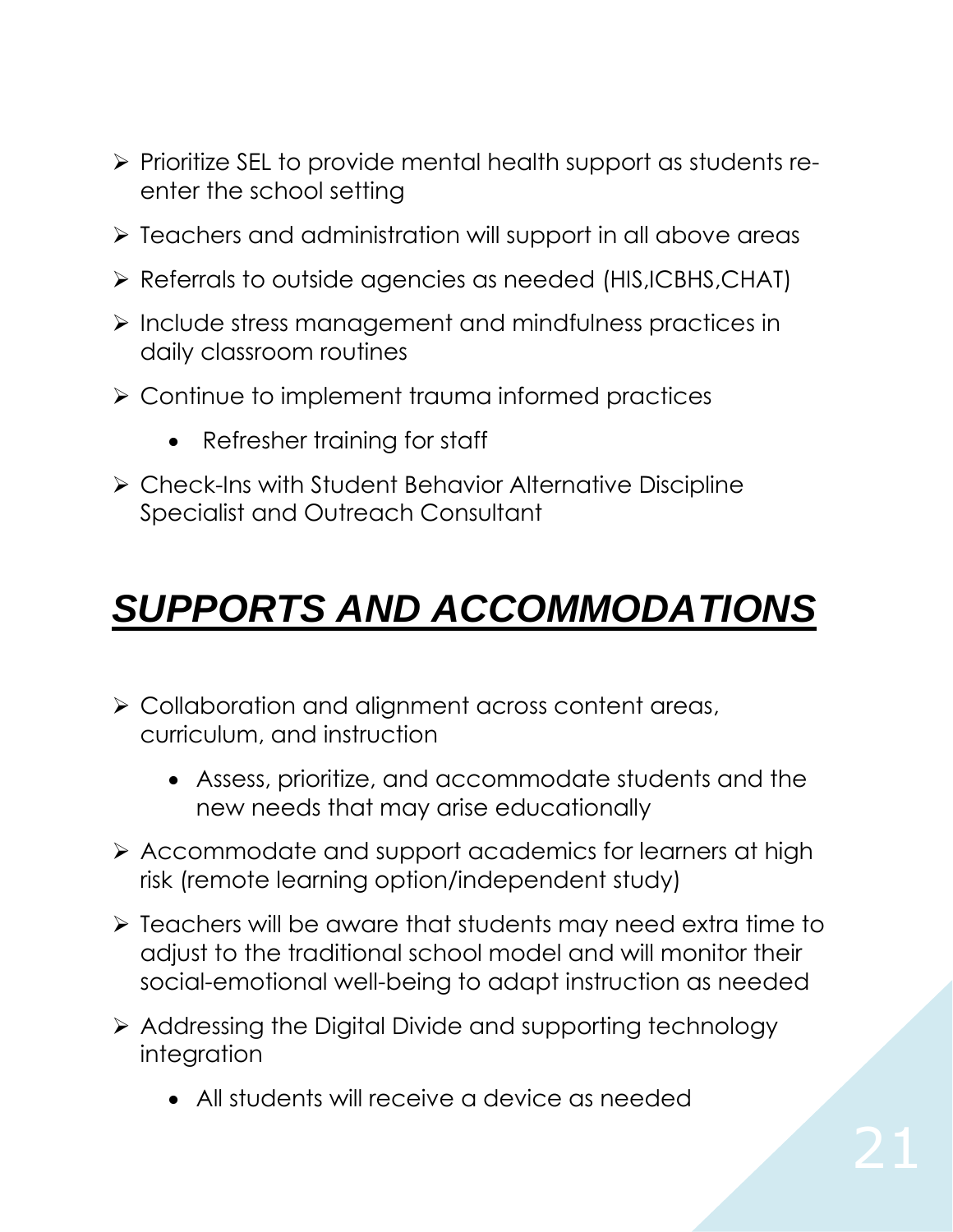- Prioritize SEL to provide mental health support as students re-enter the school setting
- Teachers and administration will support in all above areas
- Referrals to outside agencies as needed (HIS,ICBHS,CHAT)
- Include stress management and mindfulness practices in daily classroom routines
- Continue to implement trauma informed practices
  - Refresher training for staff
- Check-Ins with Student Behavior Alternative Discipline Specialist and Outreach Consultant

# ***SUPPORTS AND ACCOMMODATIONS***

- Collaboration and alignment across content areas, curriculum, and instruction
  - Assess, prioritize, and accommodate students and the new needs that may arise educationally
- Accommodate and support academics for learners at high risk (remote learning option/independent study)
- Teachers will be aware that students may need extra time to adjust to the traditional school model and will monitor their social-emotional well-being to adapt instruction as needed
- Addressing the Digital Divide and supporting technology integration
  - All students will receive a device as needed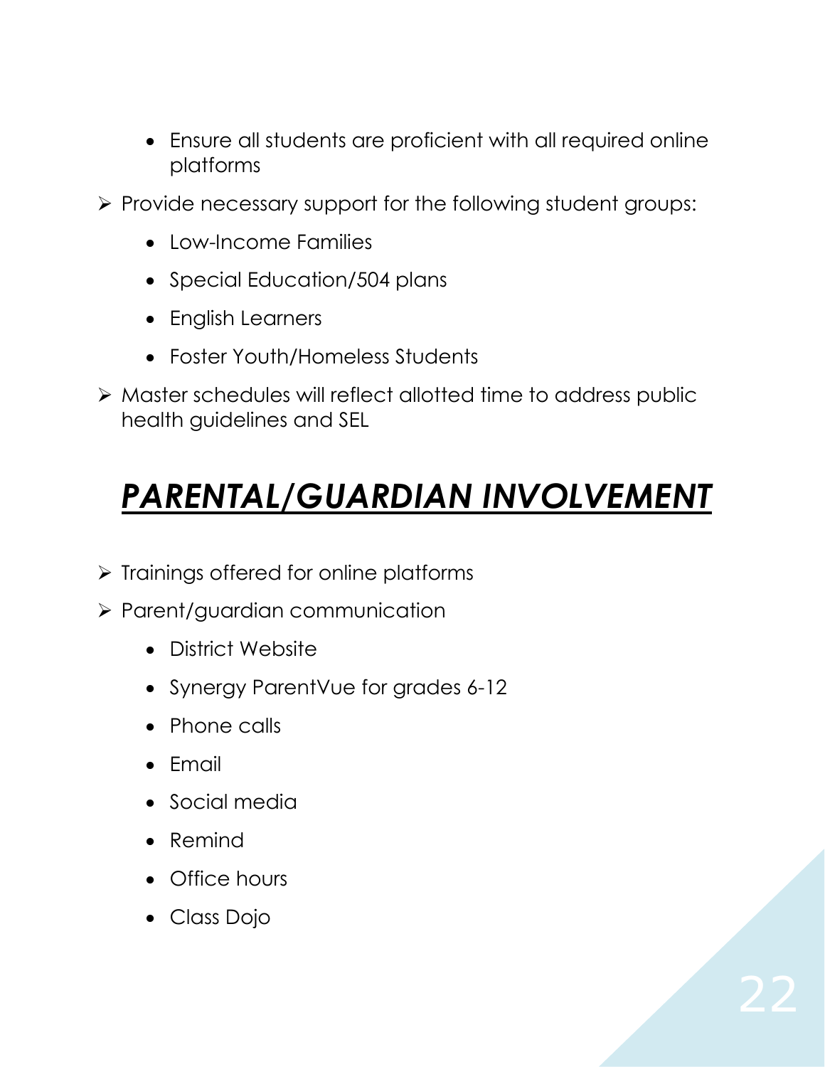- Ensure all students are proficient with all required online platforms

- Provide necessary support for the following student groups:
  - Low-Income Families
  - Special Education/504 plans
  - English Learners
  - Foster Youth/Homeless Students
- Master schedules will reflect allotted time to address public health guidelines and SEL

# ***PARENTAL/GUARDIAN INVOLVEMENT***

- Trainings offered for online platforms
- Parent/guardian communication
  - District Website
  - Synergy ParentVue for grades 6-12
  - Phone calls
  - Email
  - Social media
  - Remind
  - Office hours
  - Class Dojo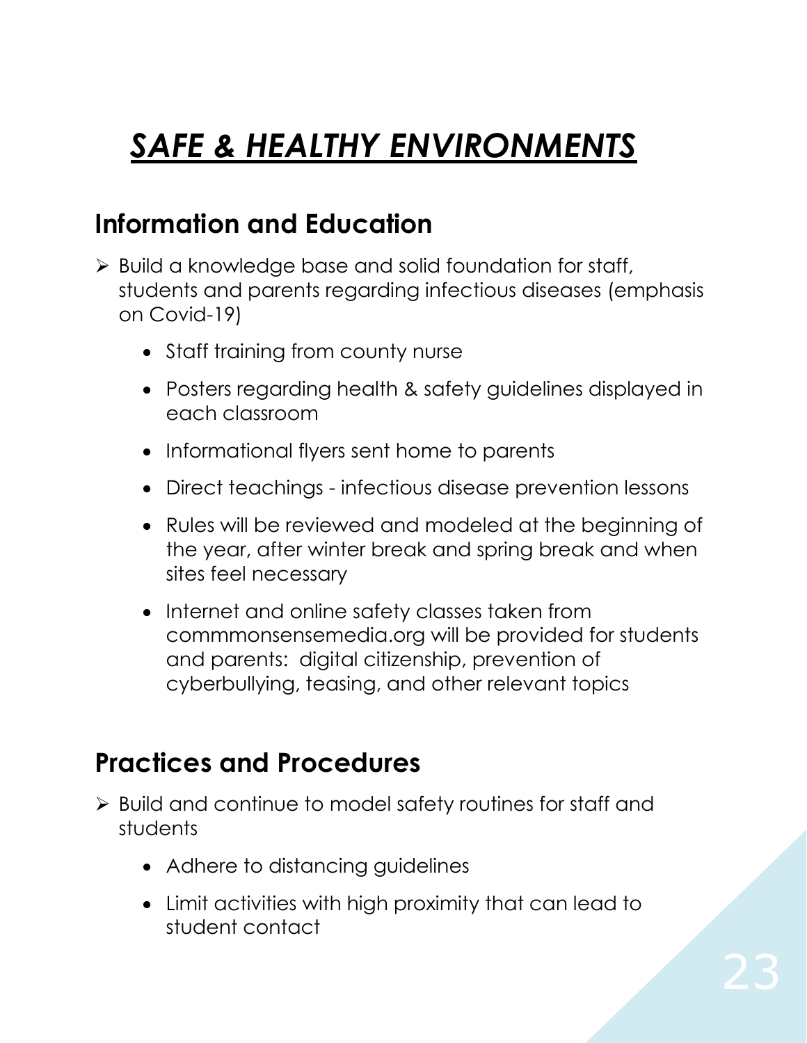# ***SAFE & HEALTHY ENVIRONMENTS***

## Information and Education

- Build a knowledge base and solid foundation for staff, students and parents regarding infectious diseases (emphasis on Covid-19)
  - Staff training from county nurse
  - Posters regarding health & safety guidelines displayed in each classroom
  - Informational flyers sent home to parents
  - Direct teachings - infectious disease prevention lessons
  - Rules will be reviewed and modeled at the beginning of the year, after winter break and spring break and when sites feel necessary
  - Internet and online safety classes taken from commmonsensemedia.org will be provided for students and parents: digital citizenship, prevention of cyberbullying, teasing, and other relevant topics

## Practices and Procedures

- Build and continue to model safety routines for staff and students
  - Adhere to distancing guidelines
  - Limit activities with high proximity that can lead to student contact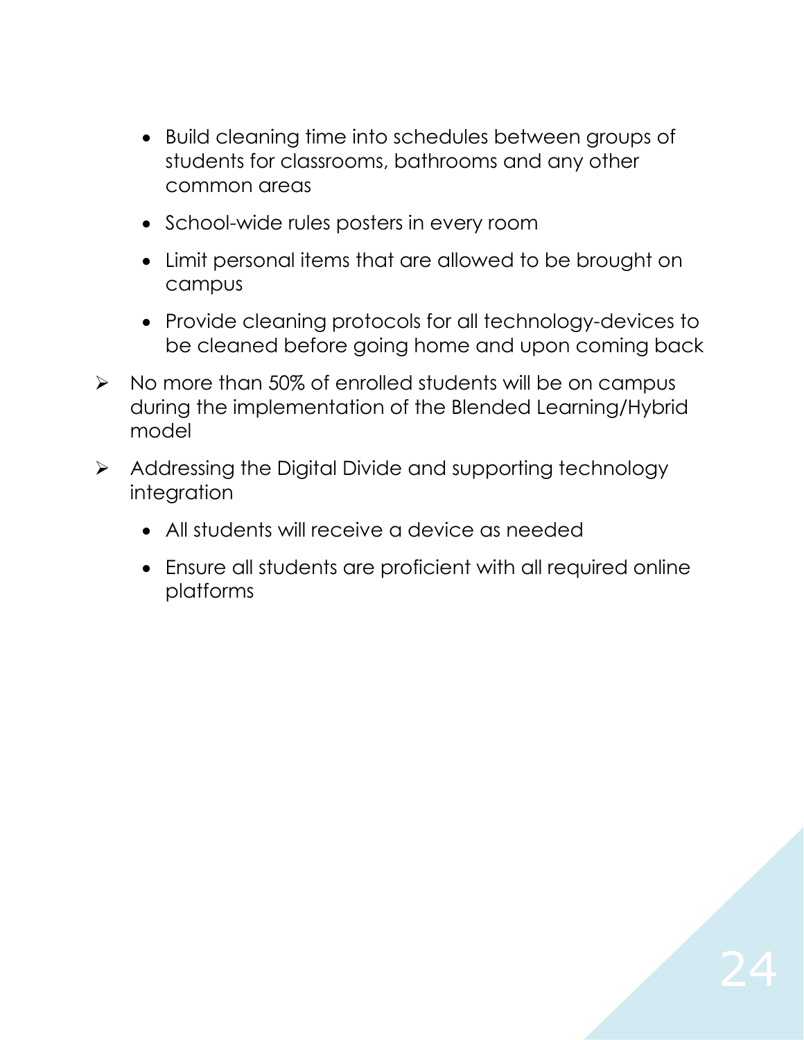- Build cleaning time into schedules between groups of students for classrooms, bathrooms and any other common areas
- School-wide rules posters in every room
- Limit personal items that are allowed to be brought on campus
- Provide cleaning protocols for all technology-devices to be cleaned before going home and upon coming back

➢ No more than 50% of enrolled students will be on campus during the implementation of the Blended Learning/Hybrid model

➢ Addressing the Digital Divide and supporting technology integration

- All students will receive a device as needed
- Ensure all students are proficient with all required online platforms